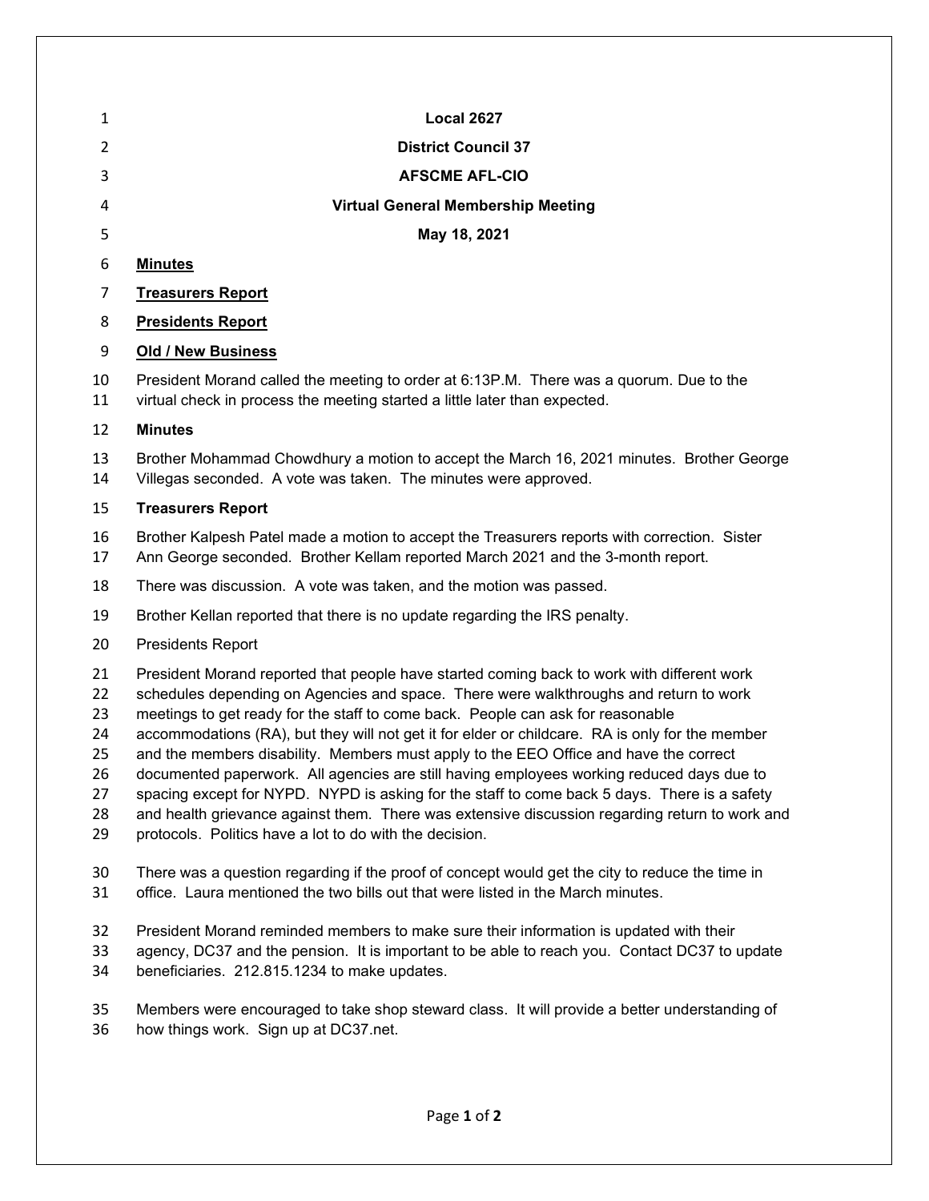**Local 2627**

**District Council 37**

**AFSCME AFL-CIO**

**Virtual General Membership Meeting**

**May 18, 2021**

**<u>Minutes</u>**

**<u>Treasurers Report</u>**

**<u>Presidents Report</u>**

**<u>Old / New Business</u>**

President Morand called the meeting to order at 6:13P.M. There was a quorum. Due to the virtual check in process the meeting started a little later than expected.

**Minutes**

Brother Mohammad Chowdhury a motion to accept the March 16, 2021 minutes. Brother George Villegas seconded. A vote was taken. The minutes were approved.

**Treasurers Report**

Brother Kalpesh Patel made a motion to accept the Treasurers reports with correction. Sister Ann George seconded. Brother Kellam reported March 2021 and the 3-month report.

There was discussion. A vote was taken, and the motion was passed.

Brother Kellan reported that there is no update regarding the IRS penalty.

Presidents Report

President Morand reported that people have started coming back to work with different work schedules depending on Agencies and space. There were walkthroughs and return to work meetings to get ready for the staff to come back. People can ask for reasonable accommodations (RA), but they will not get it for elder or childcare. RA is only for the member and the members disability. Members must apply to the EEO Office and have the correct documented paperwork. All agencies are still having employees working reduced days due to spacing except for NYPD. NYPD is asking for the staff to come back 5 days. There is a safety and health grievance against them. There was extensive discussion regarding return to work and protocols. Politics have a lot to do with the decision.

There was a question regarding if the proof of concept would get the city to reduce the time in office. Laura mentioned the two bills out that were listed in the March minutes.

President Morand reminded members to make sure their information is updated with their agency, DC37 and the pension. It is important to be able to reach you. Contact DC37 to update beneficiaries. 212.815.1234 to make updates.

Members were encouraged to take shop steward class. It will provide a better understanding of how things work. Sign up at DC37.net.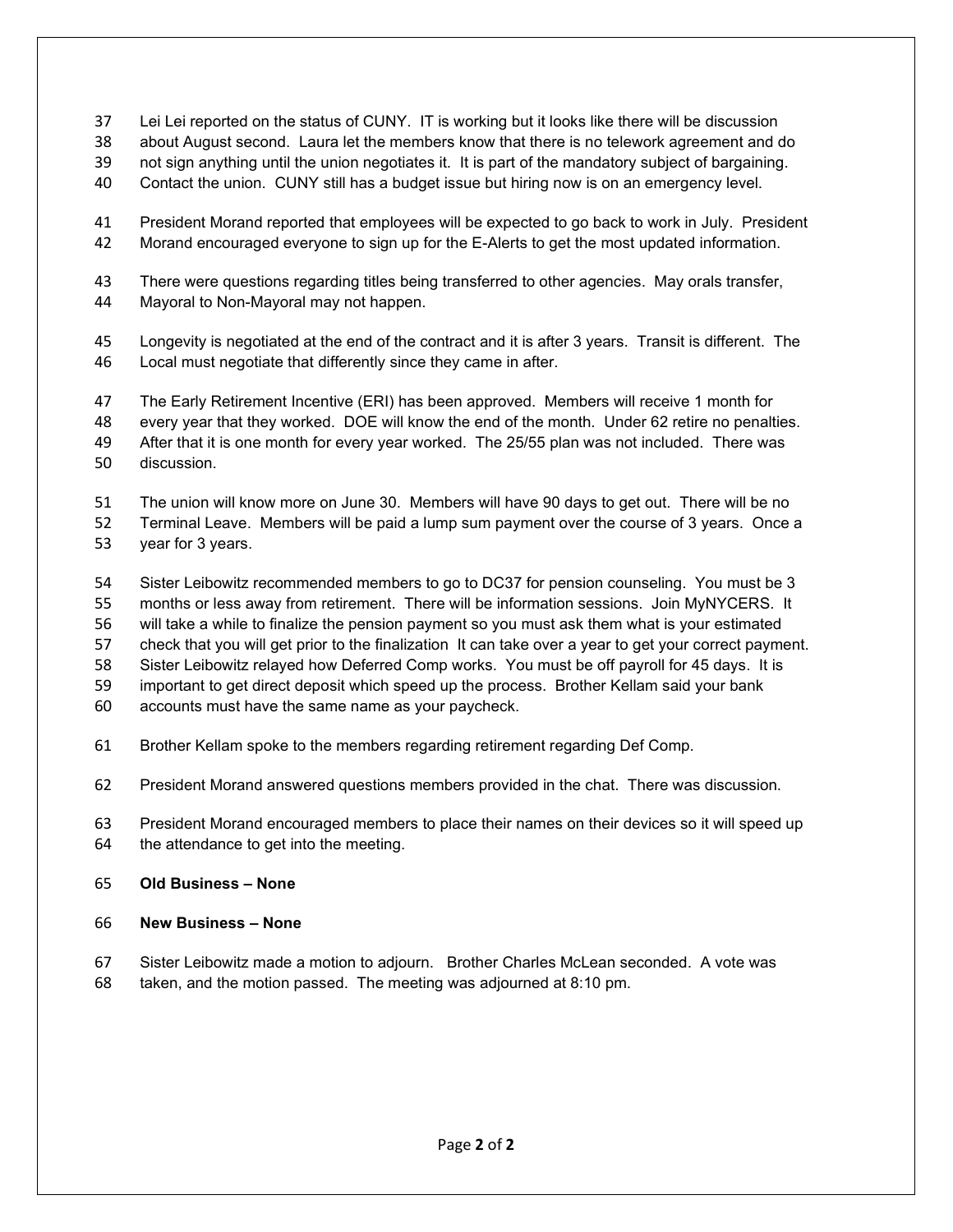Lei Lei reported on the status of CUNY. IT is working but it looks like there will be discussion about August second. Laura let the members know that there is no telework agreement and do not sign anything until the union negotiates it. It is part of the mandatory subject of bargaining. Contact the union. CUNY still has a budget issue but hiring now is on an emergency level.

President Morand reported that employees will be expected to go back to work in July. President Morand encouraged everyone to sign up for the E-Alerts to get the most updated information.

There were questions regarding titles being transferred to other agencies. May orals transfer, Mayoral to Non-Mayoral may not happen.

Longevity is negotiated at the end of the contract and it is after 3 years. Transit is different. The Local must negotiate that differently since they came in after.

The Early Retirement Incentive (ERI) has been approved. Members will receive 1 month for every year that they worked. DOE will know the end of the month. Under 62 retire no penalties. After that it is one month for every year worked. The 25/55 plan was not included. There was discussion.

The union will know more on June 30. Members will have 90 days to get out. There will be no Terminal Leave. Members will be paid a lump sum payment over the course of 3 years. Once a year for 3 years.

Sister Leibowitz recommended members to go to DC37 for pension counseling. You must be 3 months or less away from retirement. There will be information sessions. Join MyNYCERS. It will take a while to finalize the pension payment so you must ask them what is your estimated check that you will get prior to the finalization It can take over a year to get your correct payment. Sister Leibowitz relayed how Deferred Comp works. You must be off payroll for 45 days. It is important to get direct deposit which speed up the process. Brother Kellam said your bank accounts must have the same name as your paycheck.

Brother Kellam spoke to the members regarding retirement regarding Def Comp.

President Morand answered questions members provided in the chat. There was discussion.

President Morand encouraged members to place their names on their devices so it will speed up the attendance to get into the meeting.

**Old Business – None**

**New Business – None**

Sister Leibowitz made a motion to adjourn. Brother Charles McLean seconded. A vote was taken, and the motion passed. The meeting was adjourned at 8:10 pm.